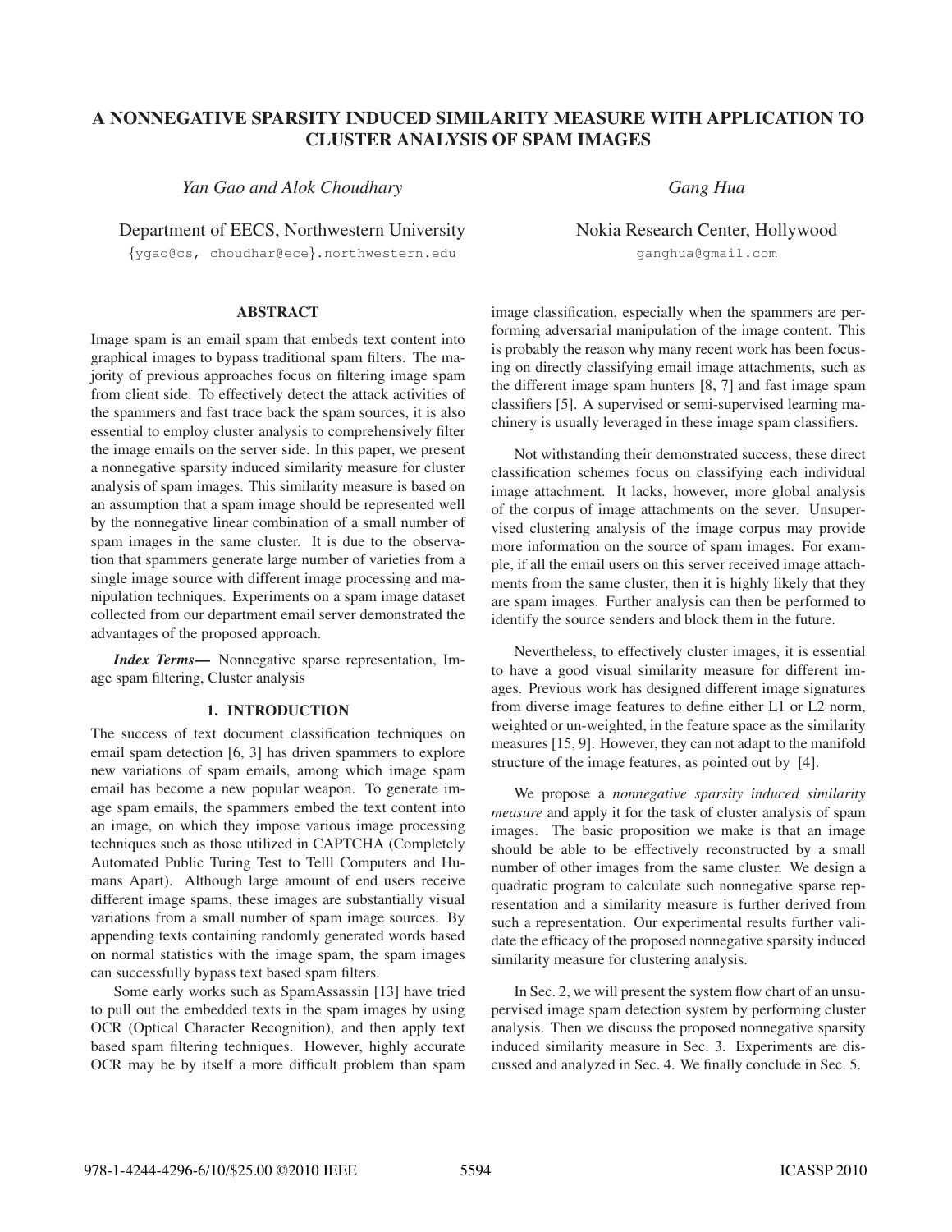# A NONNEGATIVE SPARSITY INDUCED SIMILARITY MEASURE WITH APPLICATION TO CLUSTER ANALYSIS OF SPAM IMAGES

*Yan Gao and Alok Choudhary*

Department of EECS, Northwestern University

{ygao@cs, choudhar@ece}.northwestern.edu

*Gang Hua*

Nokia Research Center, Hollywood

ganghua@gmail.com

## ABSTRACT

Image spam is an email spam that embeds text content into graphical images to bypass traditional spam filters. The majority of previous approaches focus on filtering image spam from client side. To effectively detect the attack activities of the spammers and fast trace back the spam sources, it is also essential to employ cluster analysis to comprehensively filter the image emails on the server side. In this paper, we present a nonnegative sparsity induced similarity measure for cluster analysis of spam images. This similarity measure is based on an assumption that a spam image should be represented well by the nonnegative linear combination of a small number of spam images in the same cluster. It is due to the observation that spammers generate large number of varieties from a single image source with different image processing and manipulation techniques. Experiments on a spam image dataset collected from our department email server demonstrated the advantages of the proposed approach.

***Index Terms***— Nonnegative sparse representation, Image spam filtering, Cluster analysis

## 1. INTRODUCTION

The success of text document classification techniques on email spam detection [6, 3] has driven spammers to explore new variations of spam emails, among which image spam email has become a new popular weapon. To generate image spam emails, the spammers embed the text content into an image, on which they impose various image processing techniques such as those utilized in CAPTCHA (Completely Automated Public Turing Test to Telll Computers and Humans Apart). Although large amount of end users receive different image spams, these images are substantially visual variations from a small number of spam image sources. By appending texts containing randomly generated words based on normal statistics with the image spam, the spam images can successfully bypass text based spam filters.

Some early works such as SpamAssassin [13] have tried to pull out the embedded texts in the spam images by using OCR (Optical Character Recognition), and then apply text based spam filtering techniques. However, highly accurate OCR may be by itself a more difficult problem than spam image classification, especially when the spammers are performing adversarial manipulation of the image content. This is probably the reason why many recent work has been focusing on directly classifying email image attachments, such as the different image spam hunters [8, 7] and fast image spam classifiers [5]. A supervised or semi-supervised learning machinery is usually leveraged in these image spam classifiers.

Not withstanding their demonstrated success, these direct classification schemes focus on classifying each individual image attachment. It lacks, however, more global analysis of the corpus of image attachments on the sever. Unsupervised clustering analysis of the image corpus may provide more information on the source of spam images. For example, if all the email users on this server received image attachments from the same cluster, then it is highly likely that they are spam images. Further analysis can then be performed to identify the source senders and block them in the future.

Nevertheless, to effectively cluster images, it is essential to have a good visual similarity measure for different images. Previous work has designed different image signatures from diverse image features to define either L1 or L2 norm, weighted or un-weighted, in the feature space as the similarity measures [15, 9]. However, they can not adapt to the manifold structure of the image features, as pointed out by [4].

We propose a *nonnegative sparsity induced similarity measure* and apply it for the task of cluster analysis of spam images. The basic proposition we make is that an image should be able to be effectively reconstructed by a small number of other images from the same cluster. We design a quadratic program to calculate such nonnegative sparse representation and a similarity measure is further derived from such a representation. Our experimental results further validate the efficacy of the proposed nonnegative sparsity induced similarity measure for clustering analysis.

In Sec. 2, we will present the system flow chart of an unsupervised image spam detection system by performing cluster analysis. Then we discuss the proposed nonnegative sparsity induced similarity measure in Sec. 3. Experiments are discussed and analyzed in Sec. 4. We finally conclude in Sec. 5.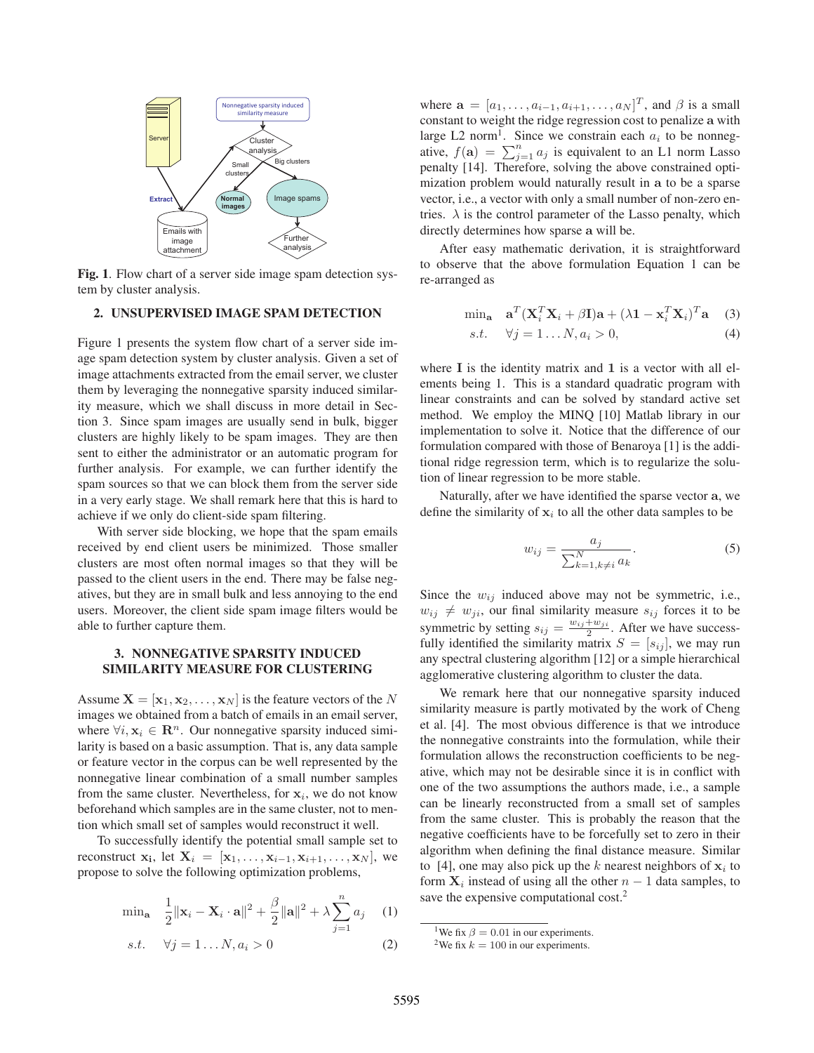**Fig. 1**. Flow chart of a server side image spam detection system by cluster analysis.

## 2. UNSUPERVISED IMAGE SPAM DETECTION

Figure 1 presents the system flow chart of a server side image spam detection system by cluster analysis. Given a set of image attachments extracted from the email server, we cluster them by leveraging the nonnegative sparsity induced similarity measure, which we shall discuss in more detail in Section 3. Since spam images are usually send in bulk, bigger clusters are highly likely to be spam images. They are then sent to either the administrator or an automatic program for further analysis. For example, we can further identify the spam sources so that we can block them from the server side in a very early stage. We shall remark here that this is hard to achieve if we only do client-side spam filtering.

With server side blocking, we hope that the spam emails received by end client users be minimized. Those smaller clusters are most often normal images so that they will be passed to the client users in the end. There may be false negatives, but they are in small bulk and less annoying to the end users. Moreover, the client side spam image filters would be able to further capture them.

## 3. NONNEGATIVE SPARSITY INDUCED SIMILARITY MEASURE FOR CLUSTERING

Assume $\mathbf{X} = [\mathbf{x}_1, \mathbf{x}_2, \ldots, \mathbf{x}_N]$ is the feature vectors of the $N$ images we obtained from a batch of emails in an email server, where $\forall i, \mathbf{x}_i \in \mathbf{R}^n$. Our nonnegative sparsity induced similarity is based on a basic assumption. That is, any data sample or feature vector in the corpus can be well represented by the nonnegative linear combination of a small number samples from the same cluster. Nevertheless, for $\mathbf{x}_i$, we do not know beforehand which samples are in the same cluster, not to mention which small set of samples would reconstruct it well.

To successfully identify the potential small sample set to reconstruct $\mathbf{x_i}$, let $\mathbf{X}_i = [\mathbf{x}_1, \ldots, \mathbf{x}_{i-1}, \mathbf{x}_{i+1}, \ldots, \mathbf{x}_N]$, we propose to solve the following optimization problems,

$$\min_{\mathbf{a}} \quad \frac{1}{2}\|\mathbf{x}_i - \mathbf{X}_i \cdot \mathbf{a}\|^2 + \frac{\beta}{2}\|\mathbf{a}\|^2 + \lambda \sum_{j=1}^{n} a_j \quad (1)$$

$$s.t. \quad \forall j = 1 \ldots N, a_i > 0 \quad (2)$$

where $\mathbf{a} = [a_1, \ldots, a_{i-1}, a_{i+1}, \ldots, a_N]^T$, and $\beta$ is a small constant to weight the ridge regression cost to penalize $\mathbf{a}$ with large L2 norm[1]. Since we constrain each $a_i$ to be nonnegative, $f(\mathbf{a}) = \sum_{j=1}^{n} a_j$ is equivalent to an L1 norm Lasso penalty [14]. Therefore, solving the above constrained optimization problem would naturally result in $\mathbf{a}$ to be a sparse vector, i.e., a vector with only a small number of non-zero entries. $\lambda$ is the control parameter of the Lasso penalty, which directly determines how sparse $\mathbf{a}$ will be.

After easy mathematic derivation, it is straightforward to observe that the above formulation Equation 1 can be re-arranged as

$$\min_{\mathbf{a}} \quad \mathbf{a}^T(\mathbf{X}_i^T\mathbf{X}_i + \beta\mathbf{I})\mathbf{a} + (\lambda\mathbf{1} - \mathbf{x}_i^T\mathbf{X}_i)^T\mathbf{a} \quad (3)$$

$$s.t. \quad \forall j = 1 \ldots N, a_i > 0, \quad (4)$$

where $\mathbf{I}$ is the identity matrix and $\mathbf{1}$ is a vector with all elements being 1. This is a standard quadratic program with linear constraints and can be solved by standard active set method. We employ the MINQ [10] Matlab library in our implementation to solve it. Notice that the difference of our formulation compared with those of Benaroya [1] is the additional ridge regression term, which is to regularize the solution of linear regression to be more stable.

Naturally, after we have identified the sparse vector $\mathbf{a}$, we define the similarity of $\mathbf{x}_i$ to all the other data samples to be

$$w_{ij} = \frac{a_j}{\sum_{k=1, k \neq i}^{N} a_k}. \quad (5)$$

Since the $w_{ij}$ induced above may not be symmetric, i.e., $w_{ij} \neq w_{ji}$, our final similarity measure $s_{ij}$ forces it to be symmetric by setting $s_{ij} = \frac{w_{ij}+w_{ji}}{2}$. After we have successfully identified the similarity matrix $S = [s_{ij}]$, we may run any spectral clustering algorithm [12] or a simple hierarchical agglomerative clustering algorithm to cluster the data.

We remark here that our nonnegative sparsity induced similarity measure is partly motivated by the work of Cheng et al. [4]. The most obvious difference is that we introduce the nonnegative constraints into the formulation, while their formulation allows the reconstruction coefficients to be negative, which may not be desirable since it is in conflict with one of the two assumptions the authors made, i.e., a sample can be linearly reconstructed from a small set of samples from the same cluster. This is probably the reason that the negative coefficients have to be forcefully set to zero in their algorithm when defining the final distance measure. Similar to [4], one may also pick up the $k$ nearest neighbors of $\mathbf{x}_i$ to form $\mathbf{X}_i$ instead of using all the other $n-1$ data samples, to save the expensive computational cost.[2]

[1] We fix $\beta = 0.01$ in our experiments.

[2] We fix $k = 100$ in our experiments.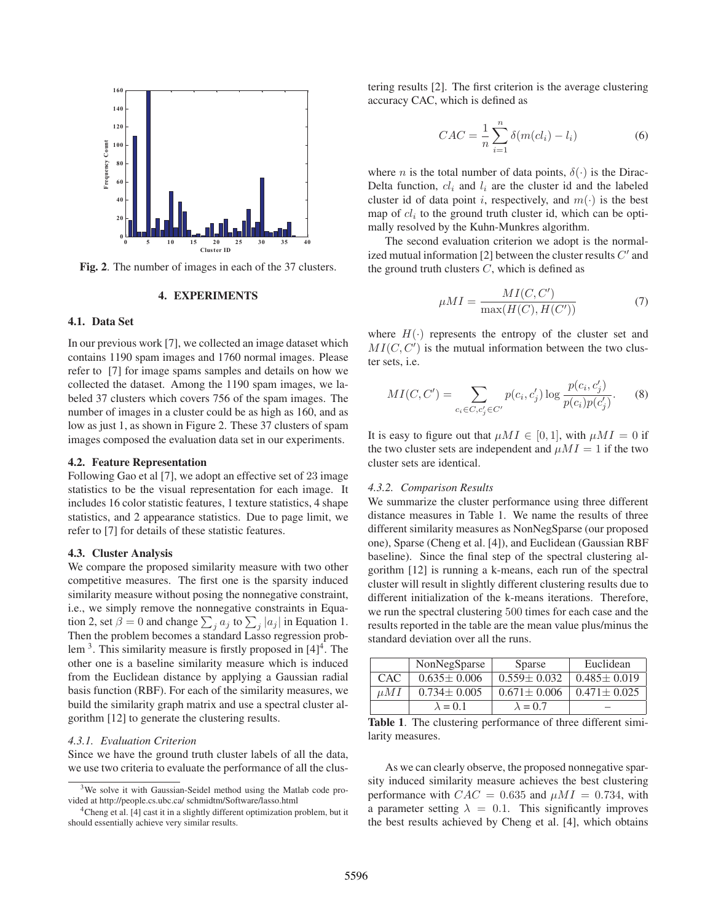**Fig. 2**. The number of images in each of the 37 clusters.

## 4. EXPERIMENTS

### 4.1. Data Set

In our previous work [7], we collected an image dataset which contains 1190 spam images and 1760 normal images. Please refer to [7] for image spams samples and details on how we collected the dataset. Among the 1190 spam images, we labeled 37 clusters which covers 756 of the spam images. The number of images in a cluster could be as high as 160, and as low as just 1, as shown in Figure 2. These 37 clusters of spam images composed the evaluation data set in our experiments.

### 4.2. Feature Representation

Following Gao et al [7], we adopt an effective set of 23 image statistics to be the visual representation for each image. It includes 16 color statistic features, 1 texture statistics, 4 shape statistics, and 2 appearance statistics. Due to page limit, we refer to [7] for details of these statistic features.

### 4.3. Cluster Analysis

We compare the proposed similarity measure with two other competitive measures. The first one is the sparsity induced similarity measure without posing the nonnegative constraint, i.e., we simply remove the nonnegative constraints in Equation 2, set $\beta = 0$ and change $\sum_j a_j$ to $\sum_j |a_j|$ in Equation 1. Then the problem becomes a standard Lasso regression problem [3]. This similarity measure is firstly proposed in [4][4]. The other one is a baseline similarity measure which is induced from the Euclidean distance by applying a Gaussian radial basis function (RBF). For each of the similarity measures, we build the similarity graph matrix and use a spectral cluster algorithm [12] to generate the clustering results.

#### *4.3.1. Evaluation Criterion*

Since we have the ground truth cluster labels of all the data, we use two criteria to evaluate the performance of all the clustering results [2]. The first criterion is the average clustering accuracy CAC, which is defined as

$$CAC = \frac{1}{n}\sum_{i=1}^{n} \delta(m(cl_i) - l_i) \tag{6}$$

where $n$ is the total number of data points, $\delta(\cdot)$ is the Dirac-Delta function, $cl_i$ and $l_i$ are the cluster id and the labeled cluster id of data point $i$, respectively, and $m(\cdot)$ is the best map of $cl_i$ to the ground truth cluster id, which can be optimally resolved by the Kuhn-Munkres algorithm.

The second evaluation criterion we adopt is the normalized mutual information [2] between the cluster results $C'$ and the ground truth clusters $C$, which is defined as

$$\mu MI = \frac{MI(C, C')}{\max(H(C), H(C'))} \tag{7}$$

where $H(\cdot)$ represents the entropy of the cluster set and $MI(C, C')$ is the mutual information between the two cluster sets, i.e.

$$MI(C, C') = \sum_{c_i \in C, c'_j \in C'} p(c_i, c'_j) \log \frac{p(c_i, c'_j)}{p(c_i)p(c'_j)}. \tag{8}$$

It is easy to figure out that $\mu MI \in [0, 1]$, with $\mu MI = 0$ if the two cluster sets are independent and $\mu MI = 1$ if the two cluster sets are identical.

#### *4.3.2. Comparison Results*

We summarize the cluster performance using three different distance measures in Table 1. We name the results of three different similarity measures as NonNegSparse (our proposed one), Sparse (Cheng et al. [4]), and Euclidean (Gaussian RBF baseline). Since the final step of the spectral clustering algorithm [12] is running a k-means, each run of the spectral cluster will result in slightly different clustering results due to different initialization of the k-means iterations. Therefore, we run the spectral clustering 500 times for each case and the results reported in the table are the mean value plus/minus the standard deviation over all the runs.

| | NonNegSparse | Sparse | Euclidean |
|---|---|---|---|
| CAC | 0.635± 0.006 | 0.559± 0.032 | 0.485± 0.019 |
| $\mu MI$ | 0.734± 0.005 | 0.671± 0.006 | 0.471± 0.025 |
| | $\lambda = 0.1$ | $\lambda = 0.7$ | – |

**Table 1**. The clustering performance of three different similarity measures.

As we can clearly observe, the proposed nonnegative sparsity induced similarity measure achieves the best clustering performance with $CAC = 0.635$ and $\mu MI = 0.734$, with a parameter setting $\lambda = 0.1$. This significantly improves the best results achieved by Cheng et al. [4], which obtains

[3] We solve it with Gaussian-Seidel method using the Matlab code provided at http://people.cs.ubc.ca/ schmidtm/Software/lasso.html

[4] Cheng et al. [4] cast it in a slightly different optimization problem, but it should essentially achieve very similar results.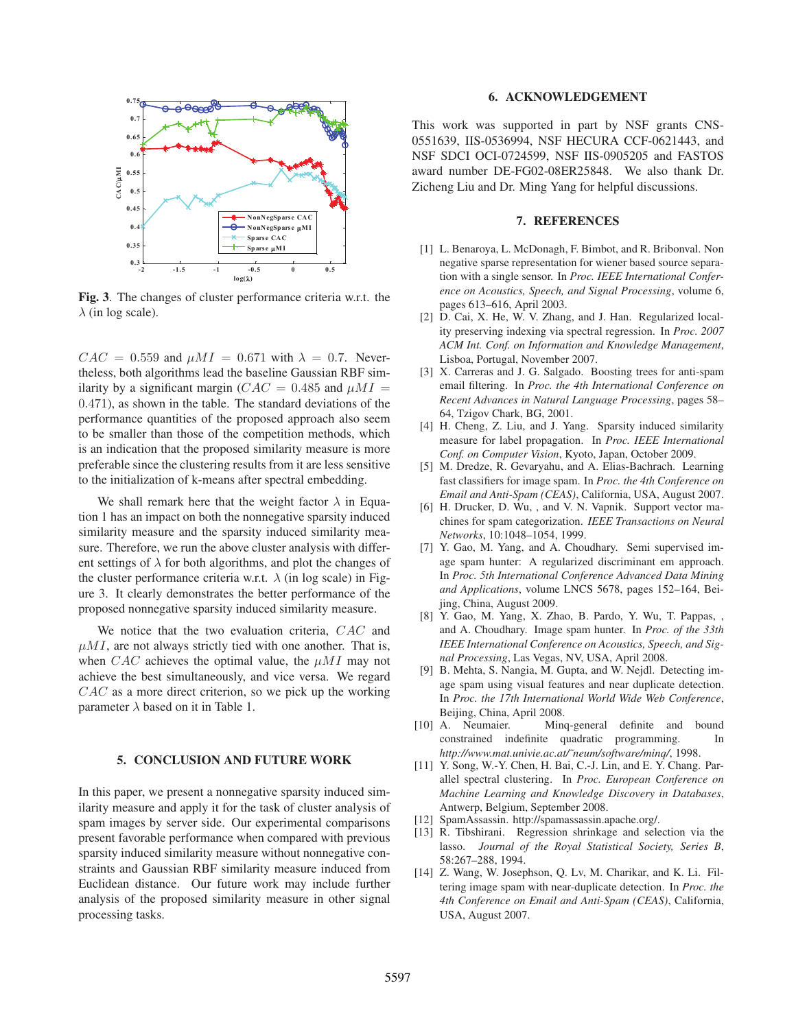0.75
0.7
0.65
0.6
0.55
0.5
0.45
0.4
0.35
0.3

CAC/μMI

-2 -1.5 -1 -0.5 0 0.5

log(λ)

NonNegSparse CAC
NonNegSparse μMI
Sparse CAC
Sparse μMI

**Fig. 3**. The changes of cluster performance criteria w.r.t. the $\lambda$ (in log scale).

$CAC = 0.559$ and $\mu MI = 0.671$ with $\lambda = 0.7$. Nevertheless, both algorithms lead the baseline Gaussian RBF similarity by a significant margin ($CAC = 0.485$ and $\mu MI = 0.471$), as shown in the table. The standard deviations of the performance quantities of the proposed approach also seem to be smaller than those of the competition methods, which is an indication that the proposed similarity measure is more preferable since the clustering results from it are less sensitive to the initialization of k-means after spectral embedding.

We shall remark here that the weight factor $\lambda$ in Equation 1 has an impact on both the nonnegative sparsity induced similarity measure and the sparsity induced similarity measure. Therefore, we run the above cluster analysis with different settings of $\lambda$ for both algorithms, and plot the changes of the cluster performance criteria w.r.t. $\lambda$ (in log scale) in Figure 3. It clearly demonstrates the better performance of the proposed nonnegative sparsity induced similarity measure.

We notice that the two evaluation criteria, $CAC$ and $\mu MI$, are not always strictly tied with one another. That is, when $CAC$ achieves the optimal value, the $\mu MI$ may not achieve the best simultaneously, and vice versa. We regard $CAC$ as a more direct criterion, so we pick up the working parameter $\lambda$ based on it in Table 1.

## 5. CONCLUSION AND FUTURE WORK

In this paper, we present a nonnegative sparsity induced similarity measure and apply it for the task of cluster analysis of spam images by server side. Our experimental comparisons present favorable performance when compared with previous sparsity induced similarity measure without nonnegative constraints and Gaussian RBF similarity measure induced from Euclidean distance. Our future work may include further analysis of the proposed similarity measure in other signal processing tasks.

## 6. ACKNOWLEDGEMENT

This work was supported in part by NSF grants CNS-0551639, IIS-0536994, NSF HECURA CCF-0621443, and NSF SDCI OCI-0724599, NSF IIS-0905205 and FASTOS award number DE-FG02-08ER25848. We also thank Dr. Zicheng Liu and Dr. Ming Yang for helpful discussions.

## 7. REFERENCES

[1] L. Benaroya, L. McDonagh, F. Bimbot, and R. Bribonval. Non negative sparse representation for wiener based source separation with a single sensor. In *Proc. IEEE International Conference on Acoustics, Speech, and Signal Processing*, volume 6, pages 613–616, April 2003.

[2] D. Cai, X. He, W. V. Zhang, and J. Han. Regularized locality preserving indexing via spectral regression. In *Proc. 2007 ACM Int. Conf. on Information and Knowledge Management*, Lisboa, Portugal, November 2007.

[3] X. Carreras and J. G. Salgado. Boosting trees for anti-spam email filtering. In *Proc. the 4th International Conference on Recent Advances in Natural Language Processing*, pages 58–64, Tzigov Chark, BG, 2001.

[4] H. Cheng, Z. Liu, and J. Yang. Sparsity induced similarity measure for label propagation. In *Proc. IEEE International Conf. on Computer Vision*, Kyoto, Japan, October 2009.

[5] M. Dredze, R. Gevaryahu, and A. Elias-Bachrach. Learning fast classifiers for image spam. In *Proc. the 4th Conference on Email and Anti-Spam (CEAS)*, California, USA, August 2007.

[6] H. Drucker, D. Wu, , and V. N. Vapnik. Support vector machines for spam categorization. *IEEE Transactions on Neural Networks*, 10:1048–1054, 1999.

[7] Y. Gao, M. Yang, and A. Choudhary. Semi supervised image spam hunter: A regularized discriminant em approach. In *Proc. 5th International Conference Advanced Data Mining and Applications*, volume LNCS 5678, pages 152–164, Beijing, China, August 2009.

[8] Y. Gao, M. Yang, X. Zhao, B. Pardo, Y. Wu, T. Pappas, , and A. Choudhary. Image spam hunter. In *Proc. of the 33th IEEE International Conference on Acoustics, Speech, and Signal Processing*, Las Vegas, NV, USA, April 2008.

[9] B. Mehta, S. Nangia, M. Gupta, and W. Nejdl. Detecting image spam using visual features and near duplicate detection. In *Proc. the 17th International World Wide Web Conference*, Beijing, China, April 2008.

[10] A. Neumaier. Minq-general definite and bound constrained indefinite quadratic programming. In *http://www.mat.univie.ac.at/˜neum/software/minq/*, 1998.

[11] Y. Song, W.-Y. Chen, H. Bai, C.-J. Lin, and E. Y. Chang. Parallel spectral clustering. In *Proc. European Conference on Machine Learning and Knowledge Discovery in Databases*, Antwerp, Belgium, September 2008.

[12] SpamAssassin. http://spamassassin.apache.org/.

[13] R. Tibshirani. Regression shrinkage and selection via the lasso. *Journal of the Royal Statistical Society, Series B*, 58:267–288, 1994.

[14] Z. Wang, W. Josephson, Q. Lv, M. Charikar, and K. Li. Filtering image spam with near-duplicate detection. In *Proc. the 4th Conference on Email and Anti-Spam (CEAS)*, California, USA, August 2007.